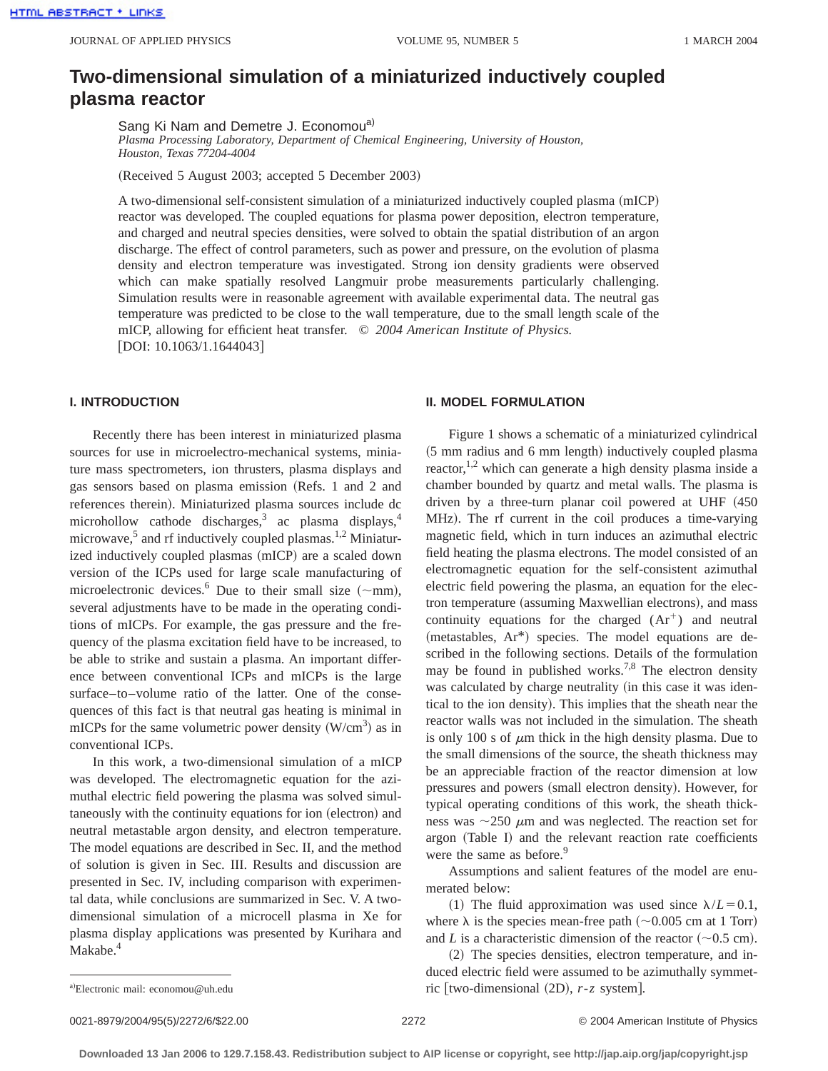# Two-dimensional simulation of a miniaturized inductively coupled plasma reactor

Sang Ki Nam and Demetre J. Economou[a)]

*Plasma Processing Laboratory, Department of Chemical Engineering, University of Houston, Houston, Texas 77204-4004*

(Received 5 August 2003; accepted 5 December 2003)

A two-dimensional self-consistent simulation of a miniaturized inductively coupled plasma (mICP) reactor was developed. The coupled equations for plasma power deposition, electron temperature, and charged and neutral species densities, were solved to obtain the spatial distribution of an argon discharge. The effect of control parameters, such as power and pressure, on the evolution of plasma density and electron temperature was investigated. Strong ion density gradients were observed which can make spatially resolved Langmuir probe measurements particularly challenging. Simulation results were in reasonable agreement with available experimental data. The neutral gas temperature was predicted to be close to the wall temperature, due to the small length scale of the mICP, allowing for efficient heat transfer. *© 2004 American Institute of Physics.* [DOI: 10.1063/1.1644043]

## I. INTRODUCTION

Recently there has been interest in miniaturized plasma sources for use in microelectro-mechanical systems, miniature mass spectrometers, ion thrusters, plasma displays and gas sensors based on plasma emission (Refs. 1 and 2 and references therein). Miniaturized plasma sources include dc microhollow cathode discharges,[3] ac plasma displays,[4] microwave,[5] and rf inductively coupled plasmas.[1,2] Miniaturized inductively coupled plasmas (mICP) are a scaled down version of the ICPs used for large scale manufacturing of microelectronic devices.[6] Due to their small size (~mm), several adjustments have to be made in the operating conditions of mICPs. For example, the gas pressure and the frequency of the plasma excitation field have to be increased, to be able to strike and sustain a plasma. An important difference between conventional ICPs and mICPs is the large surface–to–volume ratio of the latter. One of the consequences of this fact is that neutral gas heating is minimal in mICPs for the same volumetric power density (W/cm$^3$) as in conventional ICPs.

In this work, a two-dimensional simulation of a mICP was developed. The electromagnetic equation for the azimuthal electric field powering the plasma was solved simultaneously with the continuity equations for ion (electron) and neutral metastable argon density, and electron temperature. The model equations are described in Sec. II, and the method of solution is given in Sec. III. Results and discussion are presented in Sec. IV, including comparison with experimental data, while conclusions are summarized in Sec. V. A two-dimensional simulation of a microcell plasma in Xe for plasma display applications was presented by Kurihara and Makabe.[4]

## II. MODEL FORMULATION

Figure 1 shows a schematic of a miniaturized cylindrical (5 mm radius and 6 mm length) inductively coupled plasma reactor,[1,2] which can generate a high density plasma inside a chamber bounded by quartz and metal walls. The plasma is driven by a three-turn planar coil powered at UHF (450 MHz). The rf current in the coil produces a time-varying magnetic field, which in turn induces an azimuthal electric field heating the plasma electrons. The model consisted of an electromagnetic equation for the self-consistent azimuthal electric field powering the plasma, an equation for the electron temperature (assuming Maxwellian electrons), and mass continuity equations for the charged ($Ar^+$) and neutral (metastables, $Ar^*$) species. The model equations are described in the following sections. Details of the formulation may be found in published works.[7,8] The electron density was calculated by charge neutrality (in this case it was identical to the ion density). This implies that the sheath near the reactor walls was not included in the simulation. The sheath is only 100 s of $\mu$m thick in the high density plasma. Due to the small dimensions of the source, the sheath thickness may be an appreciable fraction of the reactor dimension at low pressures and powers (small electron density). However, for typical operating conditions of this work, the sheath thickness was ~250 $\mu$m and was neglected. The reaction set for argon (Table I) and the relevant reaction rate coefficients were the same as before.[9]

Assumptions and salient features of the model are enumerated below:

(1) The fluid approximation was used since $\lambda/L = 0.1$, where $\lambda$ is the species mean-free path (~0.005 cm at 1 Torr) and $L$ is a characteristic dimension of the reactor (~0.5 cm).

(2) The species densities, electron temperature, and induced electric field were assumed to be azimuthally symmetric [two-dimensional (2D), $r$-$z$ system].

[a)]Electronic mail: economou@uh.edu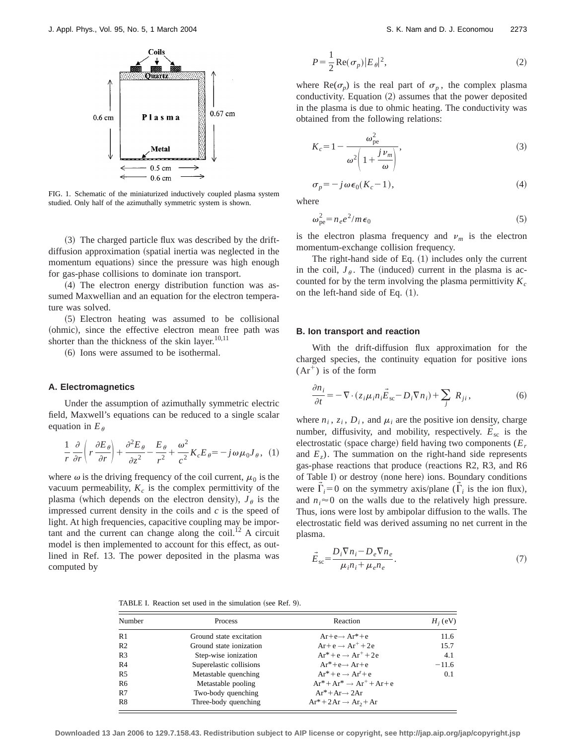FIG. 1. Schematic of the miniaturized inductively coupled plasma system studied. Only half of the azimuthally symmetric system is shown.

(3) The charged particle flux was described by the drift-diffusion approximation (spatial inertia was neglected in the momentum equations) since the pressure was high enough for gas-phase collisions to dominate ion transport.

(4) The electron energy distribution function was assumed Maxwellian and an equation for the electron temperature was solved.

(5) Electron heating was assumed to be collisional (ohmic), since the effective electron mean free path was shorter than the thickness of the skin layer.[10,11]

(6) Ions were assumed to be isothermal.

### A. Electromagnetics

Under the assumption of azimuthally symmetric electric field, Maxwell's equations can be reduced to a single scalar equation in $E_\theta$

$$\frac{1}{r}\frac{\partial}{\partial r}\left(r\frac{\partial E_\theta}{\partial r}\right)+\frac{\partial^2 E_\theta}{\partial z^2}-\frac{E_\theta}{r^2}+\frac{\omega^2}{c^2}K_c E_\theta=-j\omega\mu_0 J_\theta, \quad (1)$$

where $\omega$ is the driving frequency of the coil current, $\mu_0$ is the vacuum permeability, $K_c$ is the complex permittivity of the plasma (which depends on the electron density), $J_\theta$ is the impressed current density in the coils and $c$ is the speed of light. At high frequencies, capacitive coupling may be important and the current can change along the coil.[12] A circuit model is then implemented to account for this effect, as outlined in Ref. 13. The power deposited in the plasma was computed by

$$P=\frac{1}{2}\mathrm{Re}(\sigma_p)|E_\theta|^2, \quad (2)$$

where $\mathrm{Re}(\sigma_p)$ is the real part of $\sigma_p$, the complex plasma conductivity. Equation (2) assumes that the power deposited in the plasma is due to ohmic heating. The conductivity was obtained from the following relations:

$$K_c=1-\frac{\omega_{pe}^2}{\omega^2\left(1+\frac{j\nu_m}{\omega}\right)}, \quad (3)$$

$$\sigma_p=-j\omega\epsilon_0(K_c-1), \quad (4)$$

where

$$\omega_{pe}^2=n_e e^2/m\epsilon_0 \quad (5)$$

is the electron plasma frequency and $\nu_m$ is the electron momentum-exchange collision frequency.

The right-hand side of Eq. (1) includes only the current in the coil, $J_\theta$. The (induced) current in the plasma is accounted for by the term involving the plasma permittivity $K_c$ on the left-hand side of Eq. (1).

### B. Ion transport and reaction

With the drift-diffusion flux approximation for the charged species, the continuity equation for positive ions ($Ar^+$) is of the form

$$\frac{\partial n_i}{\partial t}=-\nabla\cdot(z_i\mu_i n_i\vec{E}_{sc}-D_i\nabla n_i)+\sum_j R_{ji}, \quad (6)$$

where $n_i$, $z_i$, $D_i$, and $\mu_i$ are the positive ion density, charge number, diffusivity, and mobility, respectively. $\vec{E}_{sc}$ is the electrostatic (space charge) field having two components ($E_r$ and $E_z$). The summation on the right-hand side represents gas-phase reactions that produce (reactions R2, R3, and R6 of Table I) or destroy (none here) ions. Boundary conditions were $\vec{\Gamma}_i=0$ on the symmetry axis/plane ($\vec{\Gamma}_i$ is the ion flux), and $n_i\approx 0$ on the walls due to the relatively high pressure. Thus, ions were lost by ambipolar diffusion to the walls. The electrostatic field was derived assuming no net current in the plasma.

$$\vec{E}_{sc}=\frac{D_i\nabla n_i-D_e\nabla n_e}{\mu_i n_i+\mu_e n_e}. \quad (7)$$

TABLE I. Reaction set used in the simulation (see Ref. 9).

| Number | Process | Reaction | $H_j$ (eV) |
|---|---|---|---|
| R1 | Ground state excitation | $Ar+e\rightarrow Ar^*+e$ | 11.6 |
| R2 | Ground state ionization | $Ar+e\rightarrow Ar^++2e$ | 15.7 |
| R3 | Step-wise ionization | $Ar^*+e\rightarrow Ar^++2e$ | 4.1 |
| R4 | Superelastic collisions | $Ar^*+e\rightarrow Ar+e$ | −11.6 |
| R5 | Metastable quenching | $Ar^*+e\rightarrow Ar^r+e$ | 0.1 |
| R6 | Metastable pooling | $Ar^*+Ar^*\rightarrow Ar^++Ar+e$ | |
| R7 | Two-body quenching | $Ar^*+Ar\rightarrow 2Ar$ | |
| R8 | Three-body quenching | $Ar^*+2Ar\rightarrow Ar_2+Ar$ | |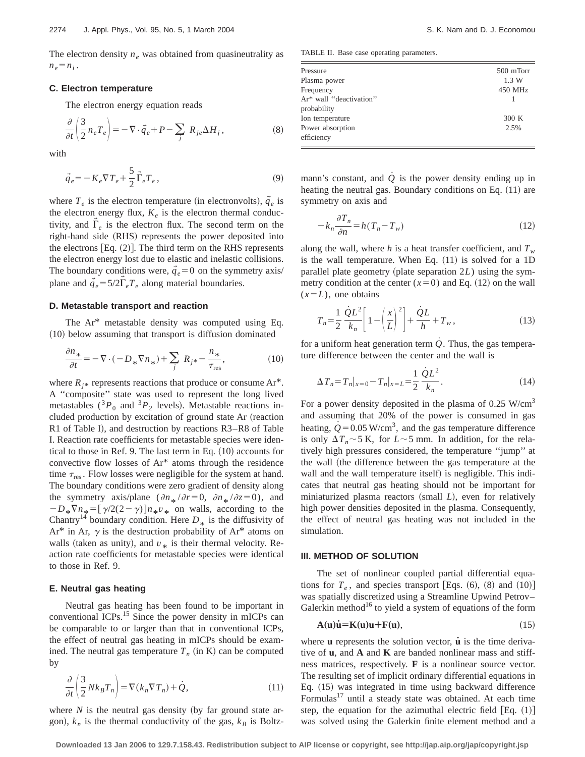The electron density $n_e$ was obtained from quasineutrality as $n_e = n_i$.

### C. Electron temperature

The electron energy equation reads

$$\frac{\partial}{\partial t}\left(\frac{3}{2} n_e T_e\right) = -\nabla \cdot \vec{q}_e + P - \sum_j R_{je} \Delta H_j, \tag{8}$$

with

$$\vec{q}_e = -K_e \nabla T_e + \frac{5}{2} \vec{\Gamma}_e T_e, \tag{9}$$

where $T_e$ is the electron temperature (in electronvolts), $\vec{q}_e$ is the electron energy flux, $K_e$ is the electron thermal conductivity, and $\vec{\Gamma}_e$ is the electron flux. The second term on the right-hand side (RHS) represents the power deposited into the electrons [Eq. (2)]. The third term on the RHS represents the electron energy lost due to elastic and inelastic collisions. The boundary conditions were, $\vec{q}_e = 0$ on the symmetry axis/plane and $\vec{q}_e = 5/2 \vec{\Gamma}_e T_e$ along material boundaries.

### D. Metastable transport and reaction

The Ar* metastable density was computed using Eq. (10) below assuming that transport is diffusion dominated

$$\frac{\partial n_*}{\partial t} = -\nabla \cdot (-D_* \nabla n_*) + \sum_j R_{j*} - \frac{n_*}{\tau_{\text{res}}}, \tag{10}$$

where $R_{j*}$ represents reactions that produce or consume Ar*. A "composite" state was used to represent the long lived metastables ($^3P_0$ and $^3P_2$ levels). Metastable reactions included production by excitation of ground state Ar (reaction R1 of Table I), and destruction by reactions R3–R8 of Table I. Reaction rate coefficients for metastable species were identical to those in Ref. 9. The last term in Eq. (10) accounts for convective flow losses of Ar* atoms through the residence time $\tau_{\text{res}}$. Flow losses were negligible for the system at hand. The boundary conditions were zero gradient of density along the symmetry axis/plane ($\partial n_*/\partial r = 0$, $\partial n_*/\partial z = 0$), and $-D_* \nabla n_* = [\gamma/2(2-\gamma)] n_* v_*$ on walls, according to the Chantry[14] boundary condition. Here $D_*$ is the diffusivity of Ar* in Ar, $\gamma$ is the destruction probability of Ar* atoms on walls (taken as unity), and $v_*$ is their thermal velocity. Reaction rate coefficients for metastable species were identical to those in Ref. 9.

### E. Neutral gas heating

Neutral gas heating has been found to be important in conventional ICPs.[15] Since the power density in mICPs can be comparable to or larger than that in conventional ICPs, the effect of neutral gas heating in mICPs should be examined. The neutral gas temperature $T_n$ (in K) can be computed by

$$\frac{\partial}{\partial t}\left(\frac{3}{2} N k_B T_n\right) = \nabla (k_n \nabla T_n) + \dot{Q}, \tag{11}$$

where $N$ is the neutral gas density (by far ground state argon), $k_n$ is the thermal conductivity of the gas, $k_B$ is Boltzmann's constant, and $\dot{Q}$ is the power density ending up in heating the neutral gas. Boundary conditions on Eq. (11) are symmetry on axis and

$$-k_n \frac{\partial T_n}{\partial n} = h(T_n - T_w) \tag{12}$$

along the wall, where $h$ is a heat transfer coefficient, and $T_w$ is the wall temperature. When Eq. (11) is solved for a 1D parallel plate geometry (plate separation $2L$) using the symmetry condition at the center ($x=0$) and Eq. (12) on the wall ($x=L$), one obtains

$$T_n = \frac{1}{2} \frac{\dot{Q} L^2}{k_n} \left[1 - \left(\frac{x}{L}\right)^2\right] + \frac{\dot{Q} L}{h} + T_w, \tag{13}$$

for a uniform heat generation term $\dot{Q}$. Thus, the gas temperature difference between the center and the wall is

$$\Delta T_n = T_n|_{x=0} - T_n|_{x=L} = \frac{1}{2} \frac{\dot{Q} L^2}{k_n}. \tag{14}$$

For a power density deposited in the plasma of 0.25 W/cm$^3$ and assuming that 20% of the power is consumed in gas heating, $\dot{Q} = 0.05$ W/cm$^3$, and the gas temperature difference is only $\Delta T_n \sim 5$ K, for $L \sim 5$ mm. In addition, for the relatively high pressures considered, the temperature "jump" at the wall (the difference between the gas temperature at the wall and the wall temperature itself) is negligible. This indicates that neutral gas heating should not be important for miniaturized plasma reactors (small $L$), even for relatively high power densities deposited in the plasma. Consequently, the effect of neutral gas heating was not included in the simulation.

TABLE II. Base case operating parameters.

| Parameter | Value |
|---|---|
| Pressure | 500 mTorr |
| Plasma power | 1.3 W |
| Frequency | 450 MHz |
| Ar* wall "deactivation" probability | 1 |
| Ion temperature | 300 K |
| Power absorption efficiency | 2.5% |

## III. METHOD OF SOLUTION

The set of nonlinear coupled partial differential equations for $T_e$, and species transport [Eqs. (6), (8) and (10)] was spatially discretized using a Streamline Upwind Petrov–Galerkin method[16] to yield a system of equations of the form

$$\mathbf{A}(\mathbf{u})\dot{\mathbf{u}} = \mathbf{K}(\mathbf{u})\mathbf{u} + \mathbf{F}(\mathbf{u}), \tag{15}$$

where $\mathbf{u}$ represents the solution vector, $\dot{\mathbf{u}}$ is the time derivative of $\mathbf{u}$, and $\mathbf{A}$ and $\mathbf{K}$ are banded nonlinear mass and stiffness matrices, respectively. $\mathbf{F}$ is a nonlinear source vector. The resulting set of implicit ordinary differential equations in Eq. (15) was integrated in time using backward difference Formulas[17] until a steady state was obtained. At each time step, the equation for the azimuthal electric field [Eq. (1)] was solved using the Galerkin finite element method and a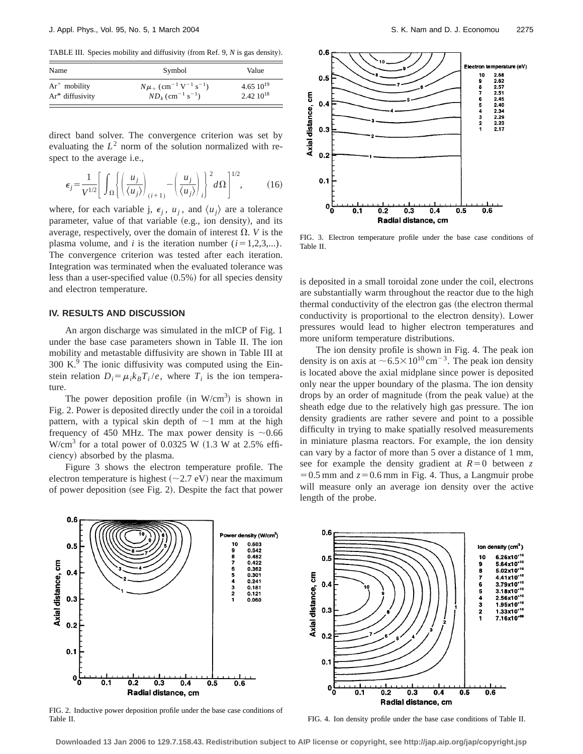TABLE III. Species mobility and diffusivity (from Ref. 9, $N$ is gas density).

| Name | Symbol | Value |
|---|---|---|
| $Ar^+$ mobility | $N\mu_+$ ($cm^{-1}\,V^{-1}\,s^{-1}$) | $4.65\ 10^{19}$ |
| Ar* diffusivity | $ND_k$ ($cm^{-1}\,s^{-1}$) | $2.42\ 10^{18}$ |

direct band solver. The convergence criterion was set by evaluating the $L^2$ norm of the solution normalized with respect to the average i.e.,

$$\epsilon_j = \frac{1}{V^{1/2}} \left[ \int_\Omega \left\{ \left( \frac{u_j}{\langle u_j \rangle} \right)_{(i+1)} - \left( \frac{u_j}{\langle u_j \rangle} \right)_i \right\}^2 d\Omega \right]^{1/2}, \qquad (16)$$

where, for each variable j, $\epsilon_j$, $u_j$, and $\langle u_j \rangle$ are a tolerance parameter, value of that variable (e.g., ion density), and its average, respectively, over the domain of interest $\Omega$. $V$ is the plasma volume, and $i$ is the iteration number ($i=1,2,3,...$). The convergence criterion was tested after each iteration. Integration was terminated when the evaluated tolerance was less than a user-specified value (0.5%) for all species density and electron temperature.

## IV. RESULTS AND DISCUSSION

An argon discharge was simulated in the mICP of Fig. 1 under the base case parameters shown in Table II. The ion mobility and metastable diffusivity are shown in Table III at 300 K.[9] The ionic diffusivity was computed using the Einstein relation $D_i = \mu_i k_B T_i / e$, where $T_i$ is the ion temperature.

The power deposition profile (in $W/cm^3$) is shown in Fig. 2. Power is deposited directly under the coil in a toroidal pattern, with a typical skin depth of ~1 mm at the high frequency of 450 MHz. The max power density is ~0.66 $W/cm^3$ for a total power of 0.0325 W (1.3 W at 2.5% efficiency) absorbed by the plasma.

Figure 3 shows the electron temperature profile. The electron temperature is highest (~2.7 eV) near the maximum of power deposition (see Fig. 2). Despite the fact that power is deposited in a small toroidal zone under the coil, electrons are substantially warm throughout the reactor due to the high thermal conductivity of the electron gas (the electron thermal conductivity is proportional to the electron density). Lower pressures would lead to higher electron temperatures and more uniform temperature distributions.

The ion density profile is shown in Fig. 4. The peak ion density is on axis at $\sim 6.5\times 10^{10}\,cm^{-3}$. The peak ion density is located above the axial midplane since power is deposited only near the upper boundary of the plasma. The ion density drops by an order of magnitude (from the peak value) at the sheath edge due to the relatively high gas pressure. The ion density gradients are rather severe and point to a possible difficulty in trying to make spatially resolved measurements in miniature plasma reactors. For example, the ion density can vary by a factor of more than 5 over a distance of 1 mm, see for example the density gradient at $R=0$ between $z=0.5$ mm and $z=0.6$ mm in Fig. 4. Thus, a Langmuir probe will measure only an average ion density over the active length of the probe.

FIG. 3. Electron temperature profile under the base case conditions of Table II.

FIG. 2. Inductive power deposition profile under the base case conditions of Table II.

FIG. 4. Ion density profile under the base case conditions of Table II.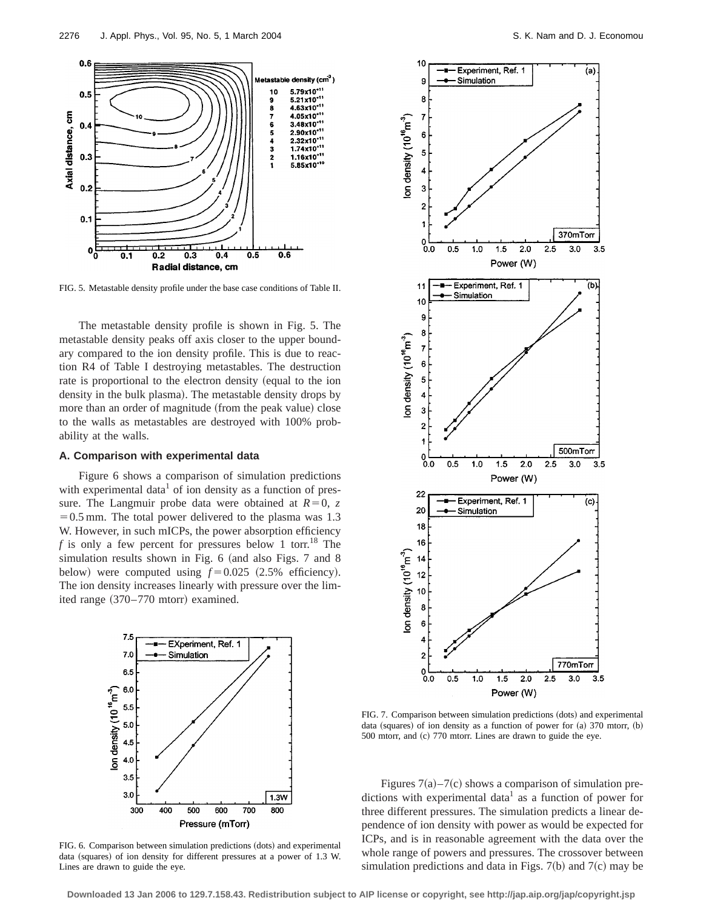FIG. 5. Metastable density profile under the base case conditions of Table II.

The metastable density profile is shown in Fig. 5. The metastable density peaks off axis closer to the upper boundary compared to the ion density profile. This is due to reaction R4 of Table I destroying metastables. The destruction rate is proportional to the electron density (equal to the ion density in the bulk plasma). The metastable density drops by more than an order of magnitude (from the peak value) close to the walls as metastables are destroyed with 100% probability at the walls.

### A. Comparison with experimental data

Figure 6 shows a comparison of simulation predictions with experimental data[1] of ion density as a function of pressure. The Langmuir probe data were obtained at $R=0$, $z=0.5$ mm. The total power delivered to the plasma was 1.3 W. However, in such mICPs, the power absorption efficiency $f$ is only a few percent for pressures below 1 torr.[18] The simulation results shown in Fig. 6 (and also Figs. 7 and 8 below) were computed using $f=0.025$ (2.5% efficiency). The ion density increases linearly with pressure over the limited range (370–770 mtorr) examined.

FIG. 6. Comparison between simulation predictions (dots) and experimental data (squares) of ion density for different pressures at a power of 1.3 W. Lines are drawn to guide the eye.

FIG. 7. Comparison between simulation predictions (dots) and experimental data (squares) of ion density as a function of power for (a) 370 mtorr, (b) 500 mtorr, and (c) 770 mtorr. Lines are drawn to guide the eye.

Figures 7(a)–7(c) shows a comparison of simulation predictions with experimental data[1] as a function of power for three different pressures. The simulation predicts a linear dependence of ion density with power as would be expected for ICPs, and is in reasonable agreement with the data over the whole range of powers and pressures. The crossover between simulation predictions and data in Figs. 7(b) and 7(c) may be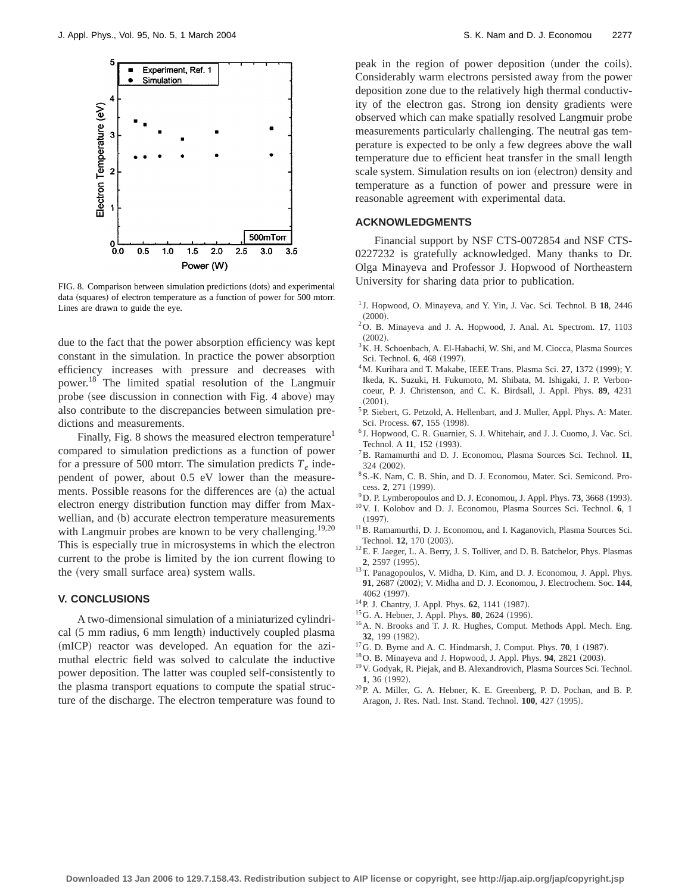Experiment, Ref. 1
Simulation
Electron Temperature (eV)
500mTorr
Power (W)
0.0 0.5 1.0 1.5 2.0 2.5 3.0 3.5
0 1 2 3 4 5

FIG. 8. Comparison between simulation predictions (dots) and experimental data (squares) of electron temperature as a function of power for 500 mtorr. Lines are drawn to guide the eye.

due to the fact that the power absorption efficiency was kept constant in the simulation. In practice the power absorption efficiency increases with pressure and decreases with power.[18] The limited spatial resolution of the Langmuir probe (see discussion in connection with Fig. 4 above) may also contribute to the discrepancies between simulation predictions and measurements.

Finally, Fig. 8 shows the measured electron temperature[1] compared to simulation predictions as a function of power for a pressure of 500 mtorr. The simulation predicts $T_e$ independent of power, about 0.5 eV lower than the measurements. Possible reasons for the differences are (a) the actual electron energy distribution function may differ from Maxwellian, and (b) accurate electron temperature measurements with Langmuir probes are known to be very challenging.[19,20] This is especially true in microsystems in which the electron current to the probe is limited by the ion current flowing to the (very small surface area) system walls.

## V. CONCLUSIONS

A two-dimensional simulation of a miniaturized cylindrical (5 mm radius, 6 mm length) inductively coupled plasma (mICP) reactor was developed. An equation for the azimuthal electric field was solved to calculate the inductive power deposition. The latter was coupled self-consistently to the plasma transport equations to compute the spatial structure of the discharge. The electron temperature was found to peak in the region of power deposition (under the coils). Considerably warm electrons persisted away from the power deposition zone due to the relatively high thermal conductivity of the electron gas. Strong ion density gradients were observed which can make spatially resolved Langmuir probe measurements particularly challenging. The neutral gas temperature is expected to be only a few degrees above the wall temperature due to efficient heat transfer in the small length scale system. Simulation results on ion (electron) density and temperature as a function of power and pressure were in reasonable agreement with experimental data.

## ACKNOWLEDGMENTS

Financial support by NSF CTS-0072854 and NSF CTS-0227232 is gratefully acknowledged. Many thanks to Dr. Olga Minayeva and Professor J. Hopwood of Northeastern University for sharing data prior to publication.

[1] J. Hopwood, O. Minayeva, and Y. Yin, J. Vac. Sci. Technol. B **18**, 2446 (2000).
[2] O. B. Minayeva and J. A. Hopwood, J. Anal. At. Spectrom. **17**, 1103 (2002).
[3] K. H. Schoenbach, A. El-Habachi, W. Shi, and M. Ciocca, Plasma Sources Sci. Technol. **6**, 468 (1997).
[4] M. Kurihara and T. Makabe, IEEE Trans. Plasma Sci. **27**, 1372 (1999); Y. Ikeda, K. Suzuki, H. Fukumoto, M. Shibata, M. Ishigaki, J. P. Verboncoeur, P. J. Christenson, and C. K. Birdsall, J. Appl. Phys. **89**, 4231 (2001).
[5] P. Siebert, G. Petzold, A. Hellenbart, and J. Muller, Appl. Phys. A: Mater. Sci. Process. **67**, 155 (1998).
[6] J. Hopwood, C. R. Guarnier, S. J. Whitehair, and J. J. Cuomo, J. Vac. Sci. Technol. A **11**, 152 (1993).
[7] B. Ramamurthi and D. J. Economou, Plasma Sources Sci. Technol. **11**, 324 (2002).
[8] S.-K. Nam, C. B. Shin, and D. J. Economou, Mater. Sci. Semicond. Process. **2**, 271 (1999).
[9] D. P. Lymberopoulos and D. J. Economou, J. Appl. Phys. **73**, 3668 (1993).
[10] V. I. Kolobov and D. J. Economou, Plasma Sources Sci. Technol. **6**, 1 (1997).
[11] B. Ramamurthi, D. J. Economou, and I. Kaganovich, Plasma Sources Sci. Technol. **12**, 170 (2003).
[12] E. F. Jaeger, L. A. Berry, J. S. Tolliver, and D. B. Batchelor, Phys. Plasmas **2**, 2597 (1995).
[13] T. Panagopoulos, V. Midha, D. Kim, and D. J. Economou, J. Appl. Phys. **91**, 2687 (2002); V. Midha and D. J. Economou, J. Electrochem. Soc. **144**, 4062 (1997).
[14] P. J. Chantry, J. Appl. Phys. **62**, 1141 (1987).
[15] G. A. Hebner, J. Appl. Phys. **80**, 2624 (1996).
[16] A. N. Brooks and T. J. R. Hughes, Comput. Methods Appl. Mech. Eng. **32**, 199 (1982).
[17] G. D. Byrne and A. C. Hindmarsh, J. Comput. Phys. **70**, 1 (1987).
[18] O. B. Minayeva and J. Hopwood, J. Appl. Phys. **94**, 2821 (2003).
[19] V. Godyak, R. Piejak, and B. Alexandrovich, Plasma Sources Sci. Technol. **1**, 36 (1992).
[20] P. A. Miller, G. A. Hebner, K. E. Greenberg, P. D. Pochan, and B. P. Aragon, J. Res. Natl. Inst. Stand. Technol. **100**, 427 (1995).